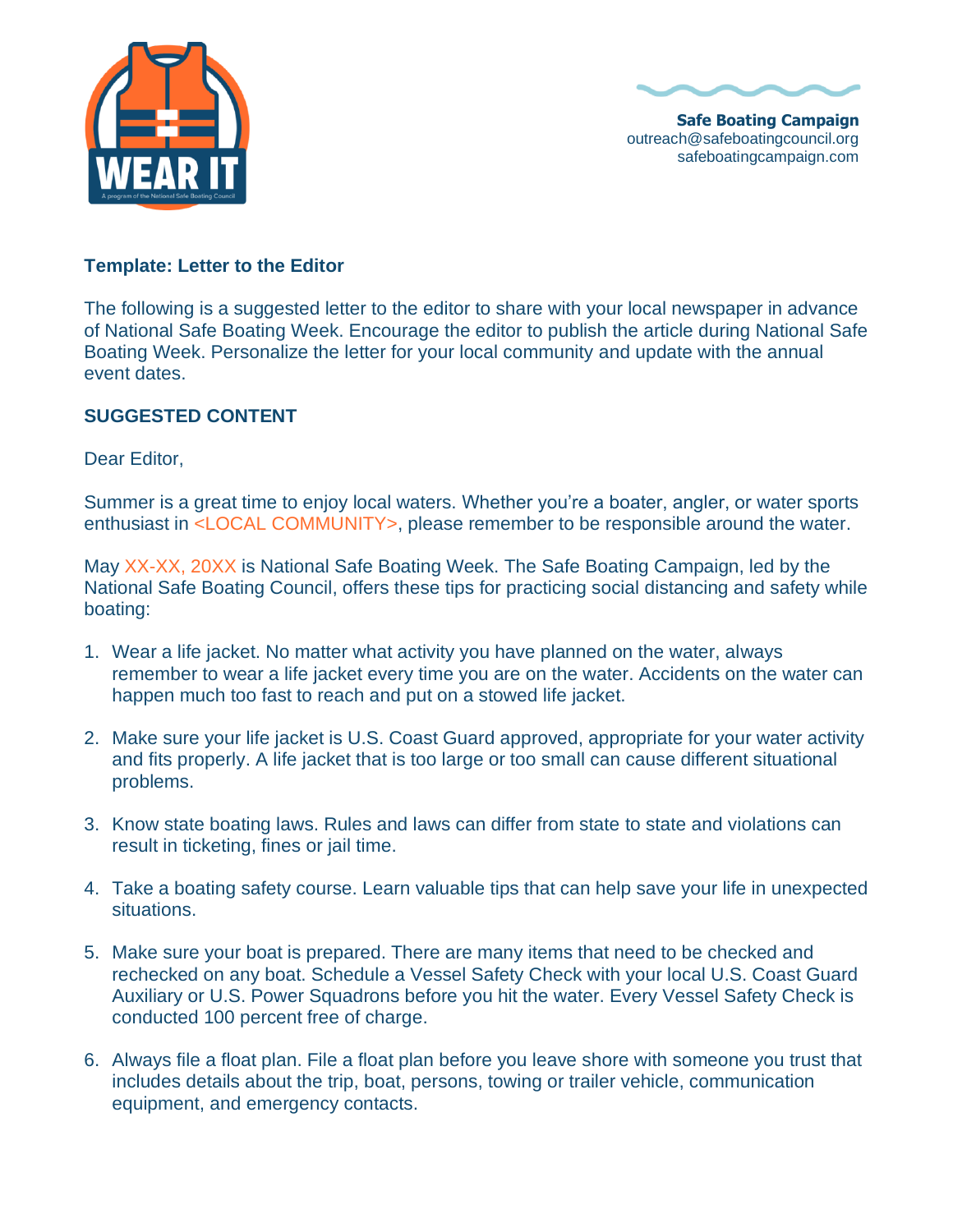**Safe Boating Campaign**
outreach@safeboatingcouncil.org
safeboatingcampaign.com

## Template: Letter to the Editor

The following is a suggested letter to the editor to share with your local newspaper in advance of National Safe Boating Week. Encourage the editor to publish the article during National Safe Boating Week. Personalize the letter for your local community and update with the annual event dates.

### SUGGESTED CONTENT

Dear Editor,

Summer is a great time to enjoy local waters. Whether you're a boater, angler, or water sports enthusiast in <LOCAL COMMUNITY>, please remember to be responsible around the water.

May XX-XX, 20XX is National Safe Boating Week. The Safe Boating Campaign, led by the National Safe Boating Council, offers these tips for practicing social distancing and safety while boating:

1. Wear a life jacket. No matter what activity you have planned on the water, always remember to wear a life jacket every time you are on the water. Accidents on the water can happen much too fast to reach and put on a stowed life jacket.

2. Make sure your life jacket is U.S. Coast Guard approved, appropriate for your water activity and fits properly. A life jacket that is too large or too small can cause different situational problems.

3. Know state boating laws. Rules and laws can differ from state to state and violations can result in ticketing, fines or jail time.

4. Take a boating safety course. Learn valuable tips that can help save your life in unexpected situations.

5. Make sure your boat is prepared. There are many items that need to be checked and rechecked on any boat. Schedule a Vessel Safety Check with your local U.S. Coast Guard Auxiliary or U.S. Power Squadrons before you hit the water. Every Vessel Safety Check is conducted 100 percent free of charge.

6. Always file a float plan. File a float plan before you leave shore with someone you trust that includes details about the trip, boat, persons, towing or trailer vehicle, communication equipment, and emergency contacts.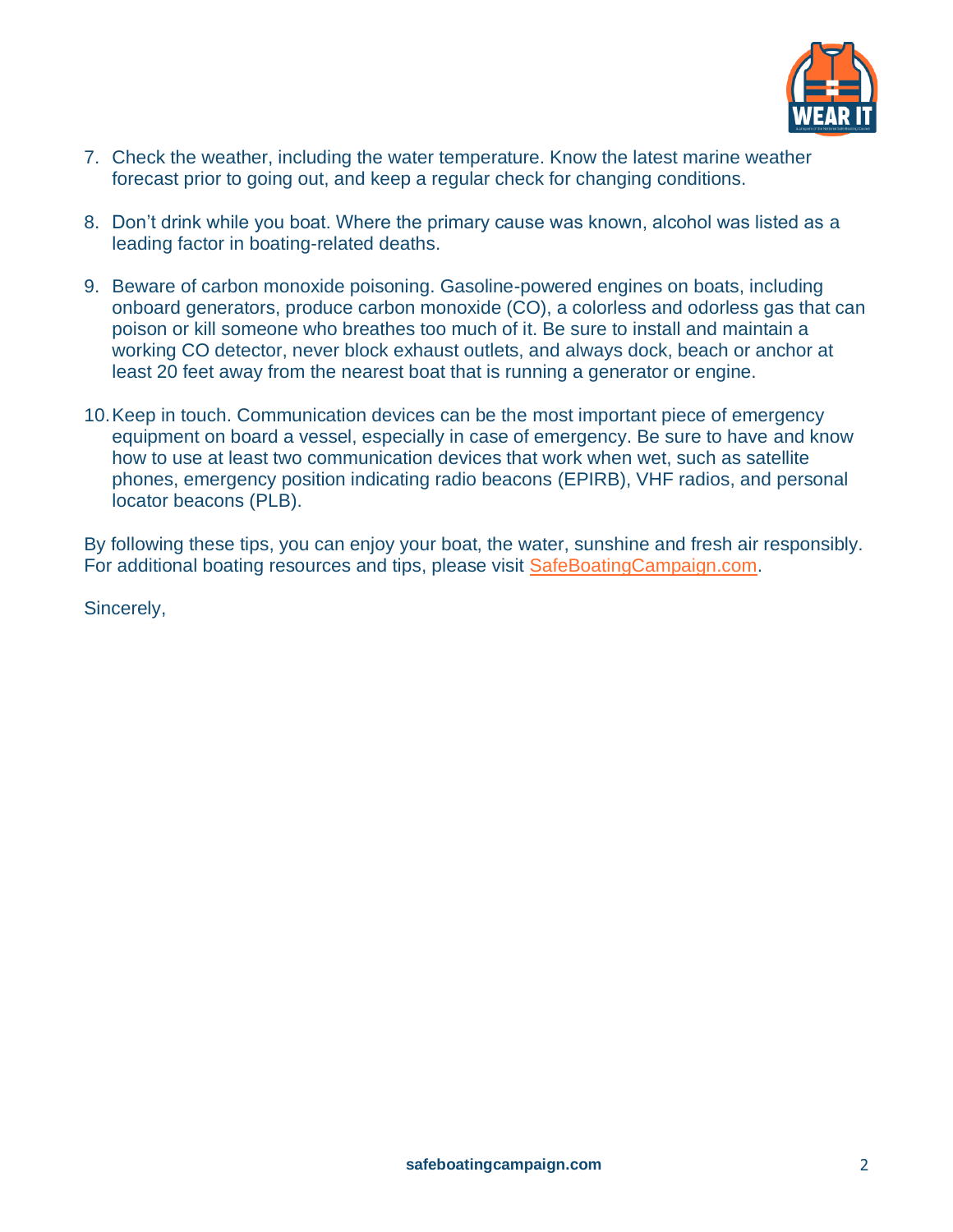7. Check the weather, including the water temperature. Know the latest marine weather forecast prior to going out, and keep a regular check for changing conditions.

8. Don't drink while you boat. Where the primary cause was known, alcohol was listed as a leading factor in boating-related deaths.

9. Beware of carbon monoxide poisoning. Gasoline-powered engines on boats, including onboard generators, produce carbon monoxide (CO), a colorless and odorless gas that can poison or kill someone who breathes too much of it. Be sure to install and maintain a working CO detector, never block exhaust outlets, and always dock, beach or anchor at least 20 feet away from the nearest boat that is running a generator or engine.

10. Keep in touch. Communication devices can be the most important piece of emergency equipment on board a vessel, especially in case of emergency. Be sure to have and know how to use at least two communication devices that work when wet, such as satellite phones, emergency position indicating radio beacons (EPIRB), VHF radios, and personal locator beacons (PLB).

By following these tips, you can enjoy your boat, the water, sunshine and fresh air responsibly. For additional boating resources and tips, please visit SafeBoatingCampaign.com.

Sincerely,